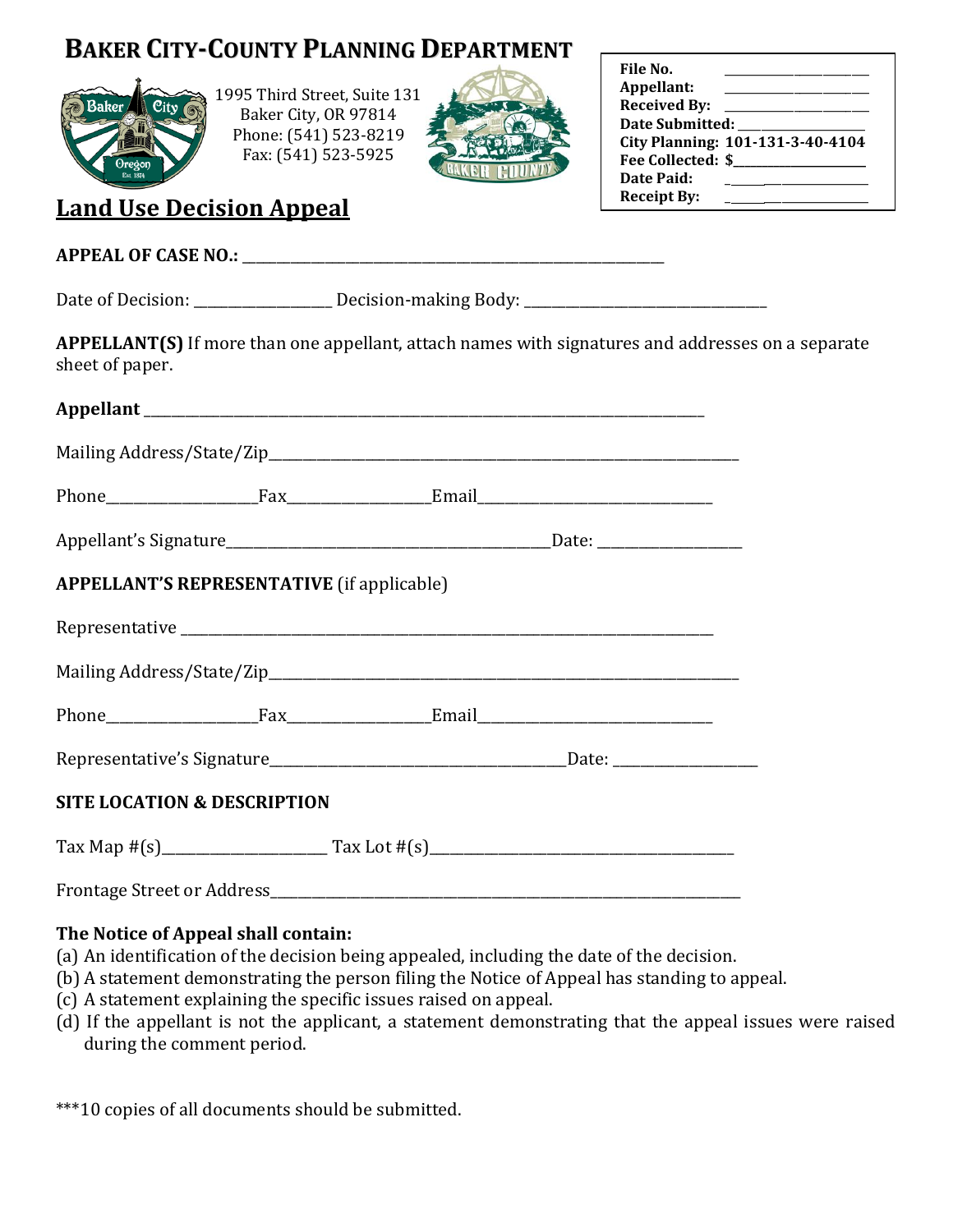# BAKER CITY-COUNTY PLANNING DEPARTMENT

1995 Third Street, Suite 131
Baker City, OR 97814
Phone: (541) 523-8219
Fax: (541) 523-5925

| | |
|---|---|
| **File No.** | ____________ |
| **Appellant:** | ____________ |
| **Received By:** | ____________ |
| **Date Submitted:** | ____________ |
| **City Planning:** | **101-131-3-40-4104** |
| **Fee Collected:** | **$**____________ |
| **Date Paid:** | ____________ |
| **Receipt By:** | ____________ |

## Land Use Decision Appeal

**APPEAL OF CASE NO.:** ________________________________________

Date of Decision: ______________ Decision-making Body: ________________________

**APPELLANT(S)** If more than one appellant, attach names with signatures and addresses on a separate sheet of paper.

**Appellant** ________________________________________________________

Mailing Address/State/Zip____________________________________________

Phone______________Fax______________Email________________________

Appellant's Signature_________________________________Date: ______________

**APPELLANT'S REPRESENTATIVE** (if applicable)

Representative ______________________________________________________

Mailing Address/State/Zip____________________________________________

Phone______________Fax______________Email________________________

Representative's Signature______________________________Date: ______________

**SITE LOCATION & DESCRIPTION**

Tax Map #(s)_________________ Tax Lot #(s)_______________________________

Frontage Street or Address___________________________________________

**The Notice of Appeal shall contain:**

(a) An identification of the decision being appealed, including the date of the decision.
(b) A statement demonstrating the person filing the Notice of Appeal has standing to appeal.
(c) A statement explaining the specific issues raised on appeal.
(d) If the appellant is not the applicant, a statement demonstrating that the appeal issues were raised during the comment period.

***10 copies of all documents should be submitted.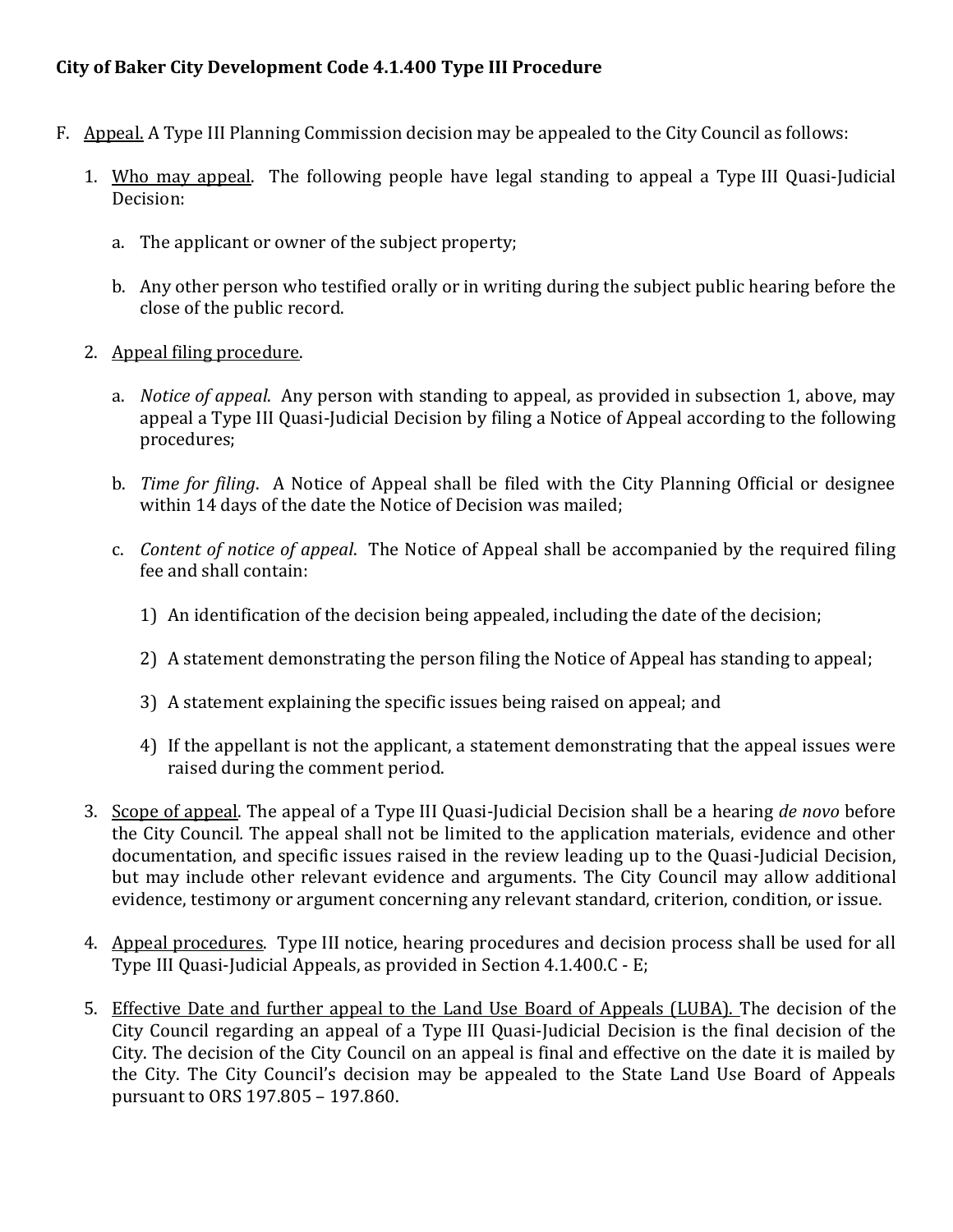**City of Baker City Development Code 4.1.400 Type III Procedure**

F. Appeal. A Type III Planning Commission decision may be appealed to the City Council as follows:

1. Who may appeal. The following people have legal standing to appeal a Type III Quasi-Judicial Decision:

    a. The applicant or owner of the subject property;

    b. Any other person who testified orally or in writing during the subject public hearing before the close of the public record.

2. Appeal filing procedure.

    a. *Notice of appeal*. Any person with standing to appeal, as provided in subsection 1, above, may appeal a Type III Quasi-Judicial Decision by filing a Notice of Appeal according to the following procedures;

    b. *Time for filing*. A Notice of Appeal shall be filed with the City Planning Official or designee within 14 days of the date the Notice of Decision was mailed;

    c. *Content of notice of appeal*. The Notice of Appeal shall be accompanied by the required filing fee and shall contain:

        1) An identification of the decision being appealed, including the date of the decision;

        2) A statement demonstrating the person filing the Notice of Appeal has standing to appeal;

        3) A statement explaining the specific issues being raised on appeal; and

        4) If the appellant is not the applicant, a statement demonstrating that the appeal issues were raised during the comment period.

3. Scope of appeal. The appeal of a Type III Quasi-Judicial Decision shall be a hearing *de novo* before the City Council. The appeal shall not be limited to the application materials, evidence and other documentation, and specific issues raised in the review leading up to the Quasi-Judicial Decision, but may include other relevant evidence and arguments. The City Council may allow additional evidence, testimony or argument concerning any relevant standard, criterion, condition, or issue.

4. Appeal procedures. Type III notice, hearing procedures and decision process shall be used for all Type III Quasi-Judicial Appeals, as provided in Section 4.1.400.C - E;

5. Effective Date and further appeal to the Land Use Board of Appeals (LUBA). The decision of the City Council regarding an appeal of a Type III Quasi-Judicial Decision is the final decision of the City. The decision of the City Council on an appeal is final and effective on the date it is mailed by the City. The City Council's decision may be appealed to the State Land Use Board of Appeals pursuant to ORS 197.805 – 197.860.